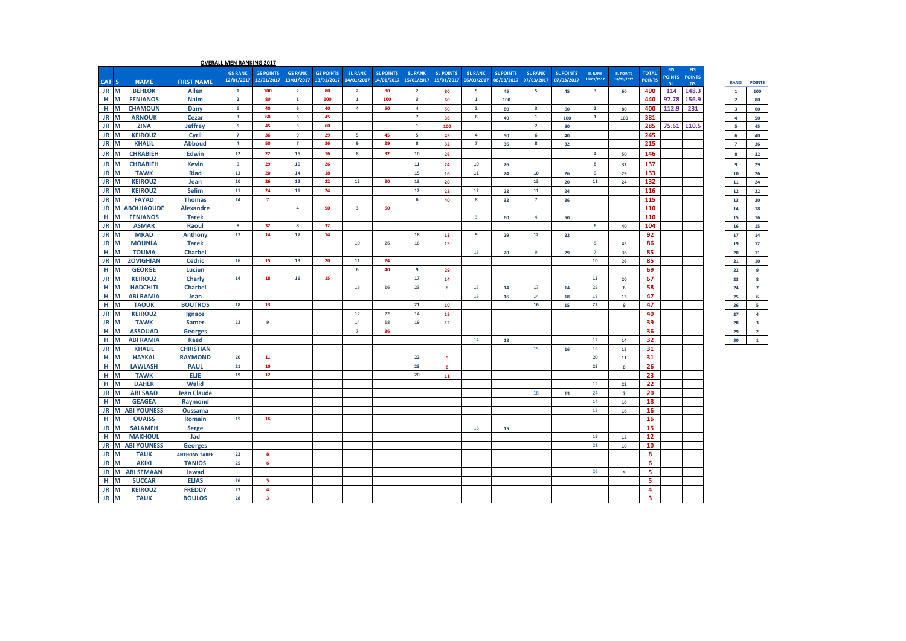## OVERALL MEN RANKING 2017

| CAT | S | NAME | FIRST NAME | GS RANK 12/01/2017 | GS POINTS 12/01/2017 | GS RANK 13/01/2017 | GS POINTS 13/01/2017 | SL RANK 14/01/2017 | SL POINTS 14/01/2017 | SL RANK 15/01/2017 | SL POINTS 15/01/2017 | SL RANK 06/03/2017 | SL POINTS 06/03/2017 | SL RANK 07/03/2017 | SL POINTS 07/03/2017 | SL RANK 18/03/2017 | SL POINTS 18/03/2017 | TOTAL POINTS | FIS POINTS SL | FIS POINTS GS |
|---|---|---|---|---|---|---|---|---|---|---|---|---|---|---|---|---|---|---|---|---|
| JR | M | BEHLOK | Allen | 1 | 100 | 2 | 80 | 2 | 80 | 2 | 80 | 5 | 45 | 5 | 45 | 3 | 60 | 490 | 114 | 148.3 |
| H | M | FENIANOS | Naim | 2 | 80 | 1 | 100 | 1 | 100 | 3 | 60 | 1 | 100 | | | | | 440 | 97.78 | 156.9 |
| H | M | CHAMOUN | Dany | 6 | 40 | 6 | 40 | 4 | 50 | 4 | 50 | 2 | 80 | 3 | 60 | 2 | 80 | 400 | 112.9 | 231 |
| JR | M | ARNOUK | Cezar | 3 | 60 | 5 | 45 | | | 7 | 36 | 6 | 40 | 1 | 100 | 1 | 100 | 381 | | |
| JR | M | ZINA | Jeffrey | 5 | 45 | 3 | 60 | | | 1 | 100 | | | 2 | 80 | | | 285 | 75.61 | 110.5 |
| JR | M | KEIROUZ | Cyril | 7 | 36 | 9 | 29 | 5 | 45 | 5 | 45 | 4 | 50 | 6 | 40 | | | 245 | | |
| JR | M | KHALIL | Abboud | 4 | 50 | 7 | 36 | 9 | 29 | 8 | 32 | 7 | 36 | 8 | 32 | | | 215 | | |
| JR | M | CHRABIEH | Edwin | 12 | 22 | 15 | 16 | 8 | 32 | 10 | 26 | | | | | 4 | 50 | 146 | | |
| JR | M | CHRABIEH | Kevin | 9 | 29 | 10 | 26 | | | 11 | 24 | 10 | 26 | | | 8 | 32 | 137 | | |
| JR | M | TAWK | Riad | 13 | 20 | 14 | 18 | | | 15 | 16 | 11 | 24 | 10 | 26 | 9 | 29 | 133 | | |
| JR | M | KEIROUZ | Jean | 10 | 26 | 12 | 22 | 13 | 20 | 13 | 20 | | | 13 | 20 | 11 | 24 | 132 | | |
| JR | M | KEIROUZ | Selim | 11 | 24 | 11 | 24 | | | 12 | 22 | 12 | 22 | 11 | 24 | | | 116 | | |
| JR | M | FAYAD | Thomas | 24 | 7 | | | | | 6 | 40 | 8 | 32 | 7 | 36 | | | 115 | | |
| JR | M | ABOUJAOUDE | Alexandre | | | 4 | 50 | 3 | 60 | | | | | | | | | 110 | | |
| H | M | FENIANOS | Tarek | | | | | | | | | 3 | 60 | 4 | 50 | | | 110 | | |
| JR | M | ASMAR | Raoul | 8 | 32 | 8 | 32 | | | | | | | | | 6 | 40 | 104 | | |
| JR | M | MRAD | Anthony | 17 | 14 | 17 | 14 | | | 18 | 13 | 9 | 29 | 12 | 22 | | | 92 | | |
| JR | M | MOUNLA | Tarek | | | | | 10 | 26 | 16 | 15 | | | | | 5 | 45 | 86 | | |
| H | M | TOUMA | Charbel | | | | | | | | | 13 | 20 | 9 | 29 | 7 | 36 | 85 | | |
| JR | M | ZOVIGHIAN | Cedric | 16 | 15 | 13 | 20 | 11 | 24 | | | | | | | 10 | 26 | 85 | | |
| H | M | GEORGE | Lucien | | | | | 6 | 40 | 9 | 29 | | | | | | | 69 | | |
| JR | M | KEIROUZ | Charly | 14 | 18 | 16 | 15 | | | 17 | 14 | | | | | 13 | 20 | 67 | | |
| H | M | HADCHITI | Charbel | | | | | 15 | 16 | 23 | 8 | 17 | 14 | 17 | 14 | 25 | 6 | 58 | | |
| H | M | ABI RAMIA | Jean | | | | | | | | | 15 | 16 | 14 | 18 | 18 | 13 | 47 | | |
| H | M | TAOUK | BOUTROS | 18 | 13 | | | | | 21 | 10 | | | 16 | 15 | 22 | 9 | 47 | | |
| JR | M | KEIROUZ | Ignace | | | | | 12 | 22 | 14 | 18 | | | | | | | 40 | | |
| JR | M | TAWK | Samer | 22 | 9 | | | 14 | 18 | 19 | 12 | | | | | | | 39 | | |
| H | M | ASSOUAD | Georges | | | | | 7 | 36 | | | | | | | | | 36 | | |
| H | M | ABI RAMIA | Raed | | | | | | | | | 14 | 18 | | | 17 | 14 | 32 | | |
| JR | M | KHALIL | CHRISTIAN | | | | | | | | | | | 15 | 16 | 16 | 15 | 31 | | |
| H | M | HAYKAL | RAYMOND | 20 | 11 | | | | | 22 | 9 | | | | | 20 | 11 | 31 | | |
| H | M | LAWLASH | PAUL | 21 | 10 | | | | | 23 | 8 | | | | | 23 | 8 | 26 | | |
| H | M | TAWK | ELIE | 19 | 12 | | | | | 20 | 11 | | | | | | | 23 | | |
| H | M | DAHER | Walid | | | | | | | | | | | | | 12 | 22 | 22 | | |
| JR | M | ABI SAAD | Jean Claude | | | | | | | | | | | 18 | 13 | 24 | 7 | 20 | | |
| H | M | GEAGEA | Raymond | | | | | | | | | | | | | 14 | 18 | 18 | | |
| JR | M | ABI YOUNESS | Oussama | | | | | | | | | | | | | 15 | 16 | 16 | | |
| H | M | OUAISS | Romain | 15 | 16 | | | | | | | | | | | | | 16 | | |
| JR | M | SALAMEH | Serge | | | | | | | | | 16 | 15 | | | | | 15 | | |
| H | M | MAKHOUL | Jad | | | | | | | | | | | | | 19 | 12 | 12 | | |
| JR | M | ABI YOUNESS | Georges | | | | | | | | | | | | | 21 | 10 | 10 | | |
| JR | M | TAUK | ANTHONY TAREK | 23 | 8 | | | | | | | | | | | | | 8 | | |
| JR | M | AKIKI | TANIOS | 25 | 6 | | | | | | | | | | | | | 6 | | |
| JR | M | ABI SEMAAN | Jawad | | | | | | | | | | | | | 26 | 5 | 5 | | |
| H | M | SUCCAR | ELIAS | 26 | 5 | | | | | | | | | | | | | 5 | | |
| JR | M | KEIROUZ | FREDDY | 27 | 4 | | | | | | | | | | | | | 4 | | |
| JR | M | TAUK | BOULOS | 28 | 3 | | | | | | | | | | | | | 3 | | |

| RANG | POINTS |
|---|---|
| 1 | 100 |
| 2 | 80 |
| 3 | 60 |
| 4 | 50 |
| 5 | 45 |
| 6 | 40 |
| 7 | 36 |
| 8 | 32 |
| 9 | 29 |
| 10 | 26 |
| 11 | 24 |
| 12 | 22 |
| 13 | 20 |
| 14 | 18 |
| 15 | 16 |
| 16 | 15 |
| 17 | 14 |
| 19 | 12 |
| 20 | 11 |
| 21 | 10 |
| 22 | 9 |
| 23 | 8 |
| 24 | 7 |
| 25 | 6 |
| 26 | 5 |
| 27 | 4 |
| 28 | 3 |
| 29 | 2 |
| 30 | 1 |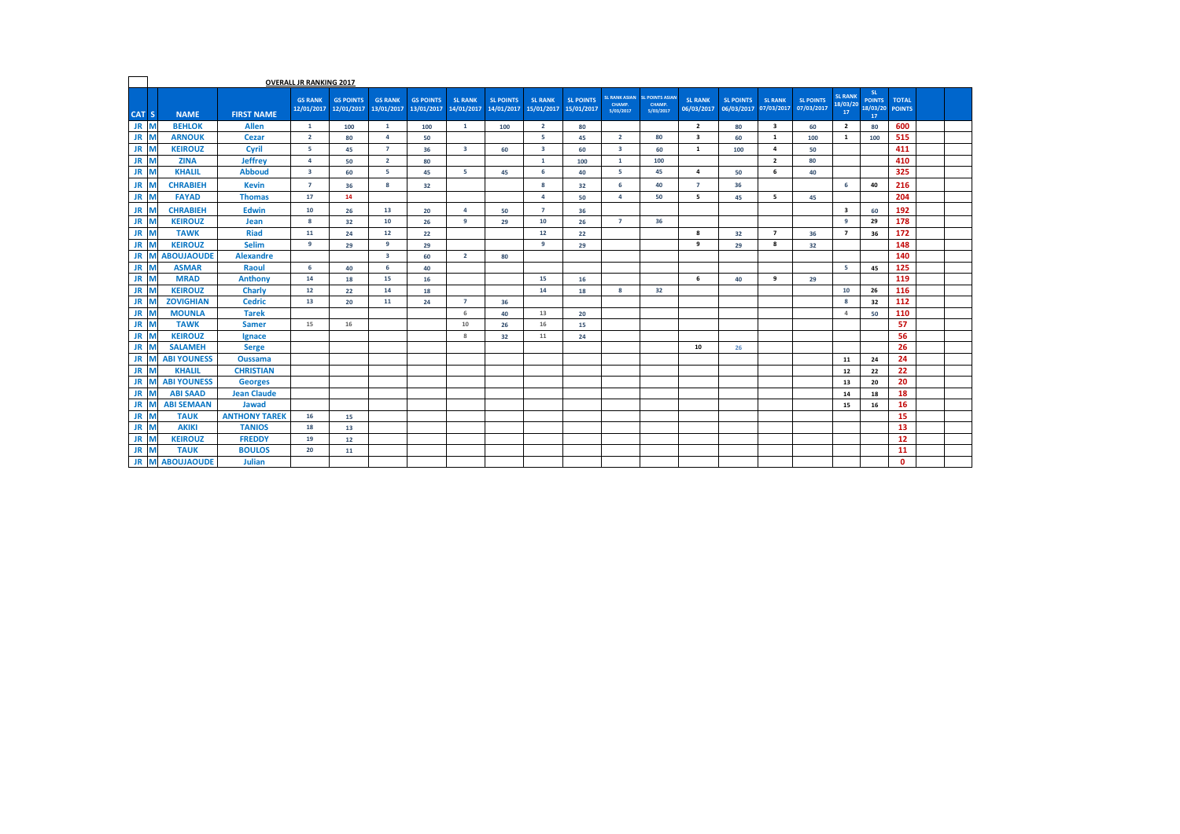**OVERALL JR RANKING 2017**

| CAT | S | NAME | FIRST NAME | GS RANK 12/01/2017 | GS POINTS 12/01/2017 | GS RANK 13/01/2017 | GS POINTS 13/01/2017 | SL RANK 14/01/2017 | SL POINTS 14/01/2017 | SL RANK 15/01/2017 | SL POINTS 15/01/2017 | SL RANK ASIAN CHAMP. 5/03/2017 | SL POINTS ASIAN CHAMP. 5/03/2017 | SL RANK 06/03/2017 | SL POINTS 06/03/2017 | SL RANK 07/03/2017 | SL POINTS 07/03/2017 | SL RANK 18/03/2017 | SL POINTS 18/03/2017 | TOTAL POINTS |
|---|---|---|---|---|---|---|---|---|---|---|---|---|---|---|---|---|---|---|---|---|
| JR | M | BEHLOK | Allen | 1 | 100 | 1 | 100 | 1 | 100 | 2 | 80 | | | 2 | 80 | 3 | 60 | 2 | 80 | 600 |
| JR | M | ARNOUK | Cezar | 2 | 80 | 4 | 50 | | | 5 | 45 | 2 | 80 | 3 | 60 | 1 | 100 | 1 | 100 | 515 |
| JR | M | KEIROUZ | Cyril | 5 | 45 | 7 | 36 | 3 | 60 | 3 | 60 | 3 | 60 | 1 | 100 | 4 | 50 | | | 411 |
| JR | M | ZINA | Jeffrey | 4 | 50 | 2 | 80 | | | 1 | 100 | 1 | 100 | | | 2 | 80 | | | 410 |
| JR | M | KHALIL | Abboud | 3 | 60 | 5 | 45 | 5 | 45 | 6 | 40 | 5 | 45 | 4 | 50 | 6 | 40 | | | 325 |
| JR | M | CHRABIEH | Kevin | 7 | 36 | 8 | 32 | | | 8 | 32 | 6 | 40 | 7 | 36 | | | 6 | 40 | 216 |
| JR | M | FAYAD | Thomas | 17 | 14 | | | | | 4 | 50 | 4 | 50 | 5 | 45 | 5 | 45 | | | 204 |
| JR | M | CHRABIEH | Edwin | 10 | 26 | 13 | 20 | 4 | 50 | 7 | 36 | | | | | | | 3 | 60 | 192 |
| JR | M | KEIROUZ | Jean | 8 | 32 | 10 | 26 | 9 | 29 | 10 | 26 | 7 | 36 | | | | | 9 | 29 | 178 |
| JR | M | TAWK | Riad | 11 | 24 | 12 | 22 | | | 12 | 22 | | | 8 | 32 | 7 | 36 | 7 | 36 | 172 |
| JR | M | KEIROUZ | Selim | 9 | 29 | 9 | 29 | | | 9 | 29 | | | 9 | 29 | 8 | 32 | | | 148 |
| JR | M | ABOUJAOUDE | Alexandre | | | 3 | 60 | 2 | 80 | | | | | | | | | | | 140 |
| JR | M | ASMAR | Raoul | 6 | 40 | 6 | 40 | | | | | | | | | | | 5 | 45 | 125 |
| JR | M | MRAD | Anthony | 14 | 18 | 15 | 16 | | | 15 | 16 | | | 6 | 40 | 9 | 29 | | | 119 |
| JR | M | KEIROUZ | Charly | 12 | 22 | 14 | 18 | | | 14 | 18 | 8 | 32 | | | | | 10 | 26 | 116 |
| JR | M | ZOVIGHIAN | Cedric | 13 | 20 | 11 | 24 | 7 | 36 | | | | | | | | | 8 | 32 | 112 |
| JR | M | MOUNLA | Tarek | | | | | 6 | 40 | 13 | 20 | | | | | | | 4 | 50 | 110 |
| JR | M | TAWK | Samer | 15 | 16 | | | 10 | 26 | 16 | 15 | | | | | | | | | 57 |
| JR | M | KEIROUZ | Ignace | | | | | 8 | 32 | 11 | 24 | | | | | | | | | 56 |
| JR | M | SALAMEH | Serge | | | | | | | | | | | 10 | 26 | | | | | 26 |
| JR | M | ABI YOUNESS | Oussama | | | | | | | | | | | | | | | 11 | 24 | 24 |
| JR | M | KHALIL | CHRISTIAN | | | | | | | | | | | | | | | 12 | 22 | 22 |
| JR | M | ABI YOUNESS | Georges | | | | | | | | | | | | | | | 13 | 20 | 20 |
| JR | M | ABI SAAD | Jean Claude | | | | | | | | | | | | | | | 14 | 18 | 18 |
| JR | M | ABI SEMAAN | Jawad | | | | | | | | | | | | | | | 15 | 16 | 16 |
| JR | M | TAUK | ANTHONY TAREK | 16 | 15 | | | | | | | | | | | | | | | 15 |
| JR | M | AKIKI | TANIOS | 18 | 13 | | | | | | | | | | | | | | | 13 |
| JR | M | KEIROUZ | FREDDY | 19 | 12 | | | | | | | | | | | | | | | 12 |
| JR | M | TAUK | BOULOS | 20 | 11 | | | | | | | | | | | | | | | 11 |
| JR | M | ABOUJAOUDE | Julian | | | | | | | | | | | | | | | | | 0 |